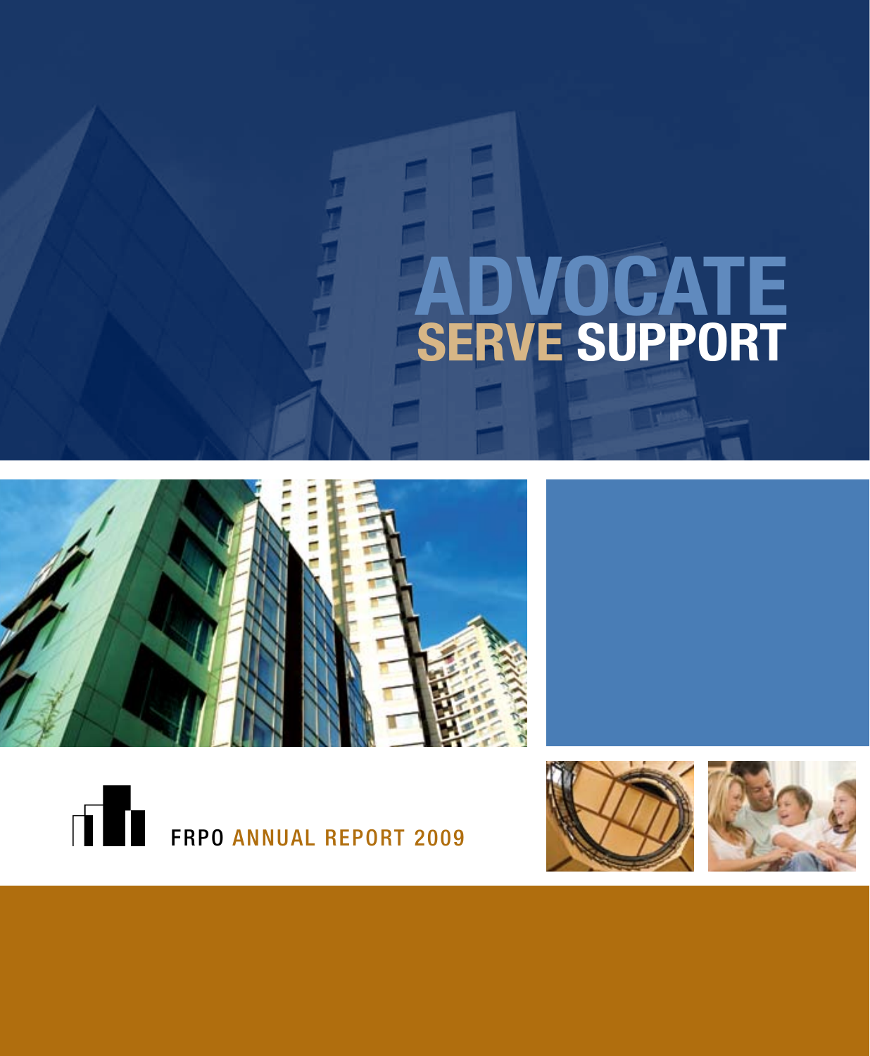# ADVOCATE SERVE SUPPORT

FRPO ANNUAL REPORT 2009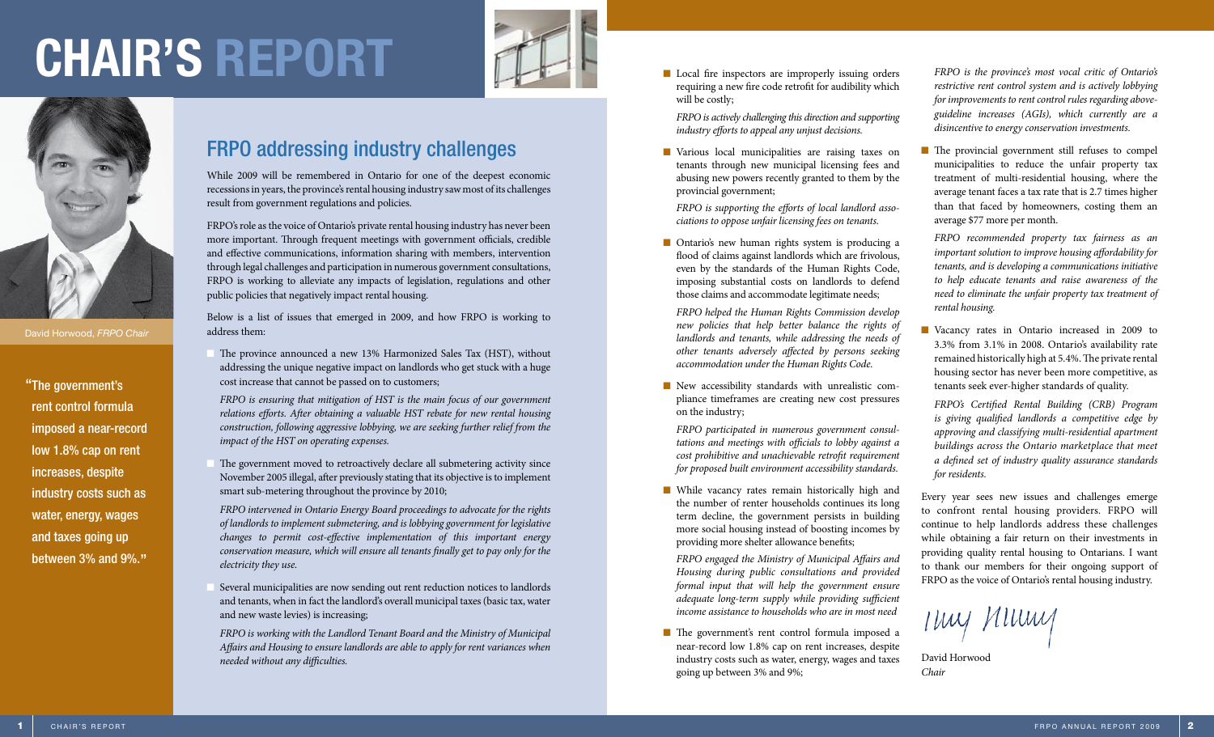# CHAIR'S REPORT

David Horwood, *FRPO Chair*

"The government's rent control formula imposed a near-record low 1.8% cap on rent increases, despite industry costs such as water, energy, wages and taxes going up between 3% and 9%."

## FRPO addressing industry challenges

While 2009 will be remembered in Ontario for one of the deepest economic recessions in years, the province's rental housing industry saw most of its challenges result from government regulations and policies.

FRPO's role as the voice of Ontario's private rental housing industry has never been more important. Through frequent meetings with government officials, credible and effective communications, information sharing with members, intervention through legal challenges and participation in numerous government consultations, FRPO is working to alleviate any impacts of legislation, regulations and other public policies that negatively impact rental housing.

Below is a list of issues that emerged in 2009, and how FRPO is working to address them:

- The province announced a new 13% Harmonized Sales Tax (HST), without addressing the unique negative impact on landlords who get stuck with a huge cost increase that cannot be passed on to customers;

  *FRPO is ensuring that mitigation of HST is the main focus of our government relations efforts. After obtaining a valuable HST rebate for new rental housing construction, following aggressive lobbying, we are seeking further relief from the impact of the HST on operating expenses.*

- The government moved to retroactively declare all submetering activity since November 2005 illegal, after previously stating that its objective is to implement smart sub-metering throughout the province by 2010;

  *FRPO intervened in Ontario Energy Board proceedings to advocate for the rights of landlords to implement submetering, and is lobbying government for legislative changes to permit cost-effective implementation of this important energy conservation measure, which will ensure all tenants finally get to pay only for the electricity they use.*

- Several municipalities are now sending out rent reduction notices to landlords and tenants, when in fact the landlord's overall municipal taxes (basic tax, water and new waste levies) is increasing;

  *FRPO is working with the Landlord Tenant Board and the Ministry of Municipal Affairs and Housing to ensure landlords are able to apply for rent variances when needed without any difficulties.*

- Local fire inspectors are improperly issuing orders requiring a new fire code retrofit for audibility which will be costly;

  *FRPO is actively challenging this direction and supporting industry efforts to appeal any unjust decisions.*

- Various local municipalities are raising taxes on tenants through new municipal licensing fees and abusing new powers recently granted to them by the provincial government;

  *FRPO is supporting the efforts of local landlord associations to oppose unfair licensing fees on tenants.*

- Ontario's new human rights system is producing a flood of claims against landlords which are frivolous, even by the standards of the Human Rights Code, imposing substantial costs on landlords to defend those claims and accommodate legitimate needs;

  *FRPO helped the Human Rights Commission develop new policies that help better balance the rights of landlords and tenants, while addressing the needs of other tenants adversely affected by persons seeking accommodation under the Human Rights Code.*

- New accessibility standards with unrealistic compliance timeframes are creating new cost pressures on the industry;

  *FRPO participated in numerous government consultations and meetings with officials to lobby against a cost prohibitive and unachievable retrofit requirement for proposed built environment accessibility standards.*

- While vacancy rates remain historically high and the number of renter households continues its long term decline, the government persists in building more social housing instead of boosting incomes by providing more shelter allowance benefits;

  *FRPO engaged the Ministry of Municipal Affairs and Housing during public consultations and provided formal input that will help the government ensure adequate long-term supply while providing sufficient income assistance to households who are in most need*

- The government's rent control formula imposed a near-record low 1.8% cap on rent increases, despite industry costs such as water, energy, wages and taxes going up between 3% and 9%;

  *FRPO is the province's most vocal critic of Ontario's restrictive rent control system and is actively lobbying for improvements to rent control rules regarding above-guideline increases (AGIs), which currently are a disincentive to energy conservation investments.*

- The provincial government still refuses to compel municipalities to reduce the unfair property tax treatment of multi-residential housing, where the average tenant faces a tax rate that is 2.7 times higher than that faced by homeowners, costing them an average $77 more per month.

  *FRPO recommended property tax fairness as an important solution to improve housing affordability for tenants, and is developing a communications initiative to help educate tenants and raise awareness of the need to eliminate the unfair property tax treatment of rental housing.*

- Vacancy rates in Ontario increased in 2009 to 3.3% from 3.1% in 2008. Ontario's availability rate remained historically high at 5.4%. The private rental housing sector has never been more competitive, as tenants seek ever-higher standards of quality.

  *FRPO's Certified Rental Building (CRB) Program is giving qualified landlords a competitive edge by approving and classifying multi-residential apartment buildings across the Ontario marketplace that meet a defined set of industry quality assurance standards for residents.*

Every year sees new issues and challenges emerge to confront rental housing providers. FRPO will continue to help landlords address these challenges while obtaining a fair return on their investments in providing quality rental housing to Ontarians. I want to thank our members for their ongoing support of FRPO as the voice of Ontario's rental housing industry.

David Horwood
*Chair*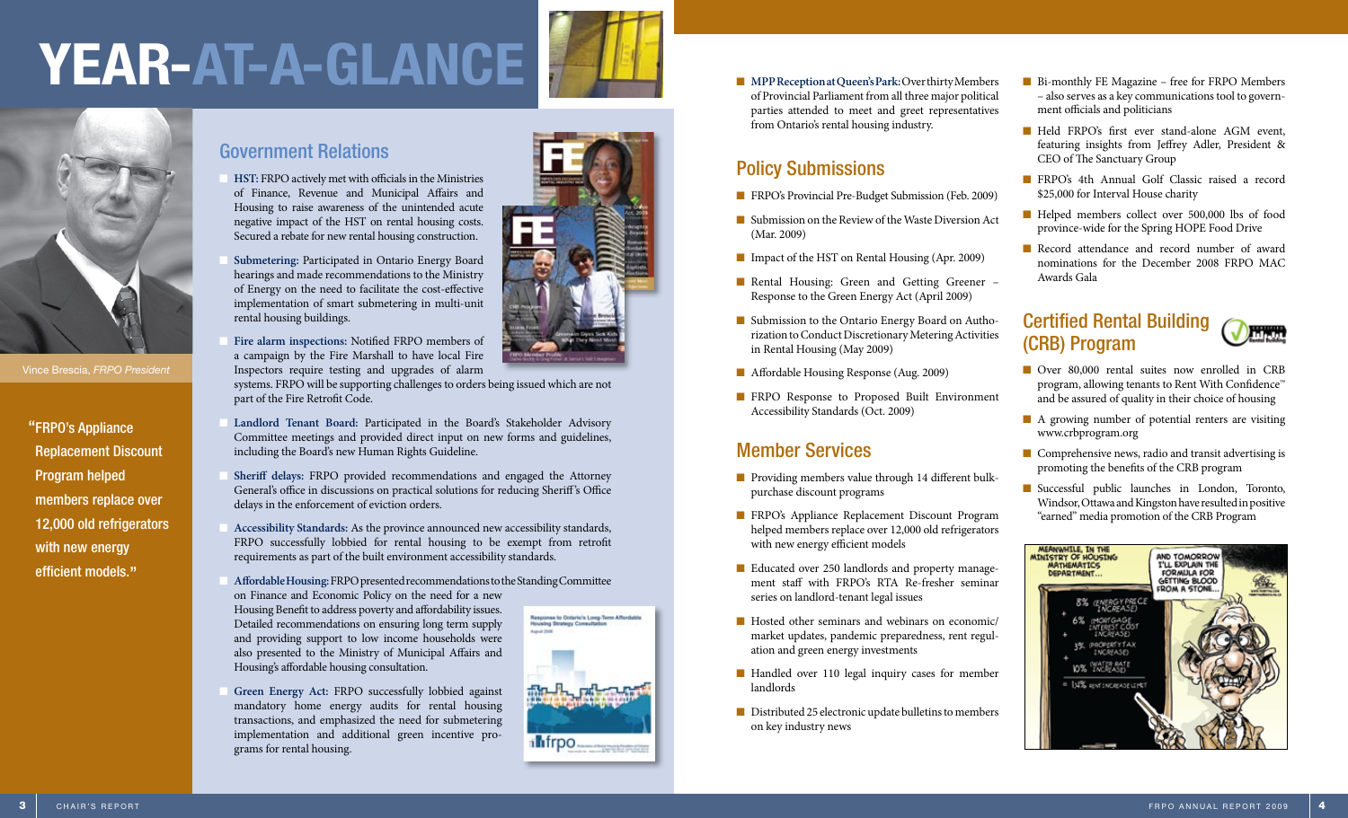# YEAR-AT-A-GLANCE

Vince Brescia, *FRPO President*

"FRPO's Appliance Replacement Discount Program helped members replace over 12,000 old refrigerators with new energy efficient models."

## Government Relations

- **HST:** FRPO actively met with officials in the Ministries of Finance, Revenue and Municipal Affairs and Housing to raise awareness of the unintended acute negative impact of the HST on rental housing costs. Secured a rebate for new rental housing construction.
- **Submetering:** Participated in Ontario Energy Board hearings and made recommendations to the Ministry of Energy on the need to facilitate the cost-effective implementation of smart submetering in multi-unit rental housing buildings.
- **Fire alarm inspections:** Notified FRPO members of a campaign by the Fire Marshall to have local Fire Inspectors require testing and upgrades of alarm systems. FRPO will be supporting challenges to orders being issued which are not part of the Fire Retrofit Code.
- **Landlord Tenant Board:** Participated in the Board's Stakeholder Advisory Committee meetings and provided direct input on new forms and guidelines, including the Board's new Human Rights Guideline.
- **Sheriff delays:** FRPO provided recommendations and engaged the Attorney General's office in discussions on practical solutions for reducing Sheriff's Office delays in the enforcement of eviction orders.
- **Accessibility Standards:** As the province announced new accessibility standards, FRPO successfully lobbied for rental housing to be exempt from retrofit requirements as part of the built environment accessibility standards.
- **Affordable Housing:** FRPO presented recommendations to the Standing Committee on Finance and Economic Policy on the need for a new Housing Benefit to address poverty and affordability issues. Detailed recommendations on ensuring long term supply and providing support to low income households were also presented to the Ministry of Municipal Affairs and Housing's affordable housing consultation.
- **Green Energy Act:** FRPO successfully lobbied against mandatory home energy audits for rental housing transactions, and emphasized the need for submetering implementation and additional green incentive programs for rental housing.

- **MPP Reception at Queen's Park:** Over thirty Members of Provincial Parliament from all three major political parties attended to meet and greet representatives from Ontario's rental housing industry.

## Policy Submissions

- FRPO's Provincial Pre-Budget Submission (Feb. 2009)
- Submission on the Review of the Waste Diversion Act (Mar. 2009)
- Impact of the HST on Rental Housing (Apr. 2009)
- Rental Housing: Green and Getting Greener – Response to the Green Energy Act (April 2009)
- Submission to the Ontario Energy Board on Authorization to Conduct Discretionary Metering Activities in Rental Housing (May 2009)
- Affordable Housing Response (Aug. 2009)
- FRPO Response to Proposed Built Environment Accessibility Standards (Oct. 2009)

## Member Services

- Providing members value through 14 different bulk-purchase discount programs
- FRPO's Appliance Replacement Discount Program helped members replace over 12,000 old refrigerators with new energy efficient models
- Educated over 250 landlords and property management staff with FRPO's RTA Re-fresher seminar series on landlord-tenant legal issues
- Hosted other seminars and webinars on economic/market updates, pandemic preparedness, rent regulation and green energy investments
- Handled over 110 legal inquiry cases for member landlords
- Distributed 25 electronic update bulletins to members on key industry news
- Bi-monthly FE Magazine – free for FRPO Members – also serves as a key communications tool to government officials and politicians
- Held FRPO's first ever stand-alone AGM event, featuring insights from Jeffrey Adler, President & CEO of The Sanctuary Group
- FRPO's 4th Annual Golf Classic raised a record $25,000 for Interval House charity
- Helped members collect over 500,000 lbs of food province-wide for the Spring HOPE Food Drive
- Record attendance and record number of award nominations for the December 2008 FRPO MAC Awards Gala

## Certified Rental Building (CRB) Program

- Over 80,000 rental suites now enrolled in CRB program, allowing tenants to Rent With Confidence™ and be assured of quality in their choice of housing
- A growing number of potential renters are visiting www.crbprogram.org
- Comprehensive news, radio and transit advertising is promoting the benefits of the CRB program
- Successful public launches in London, Toronto, Windsor, Ottawa and Kingston have resulted in positive "earned" media promotion of the CRB Program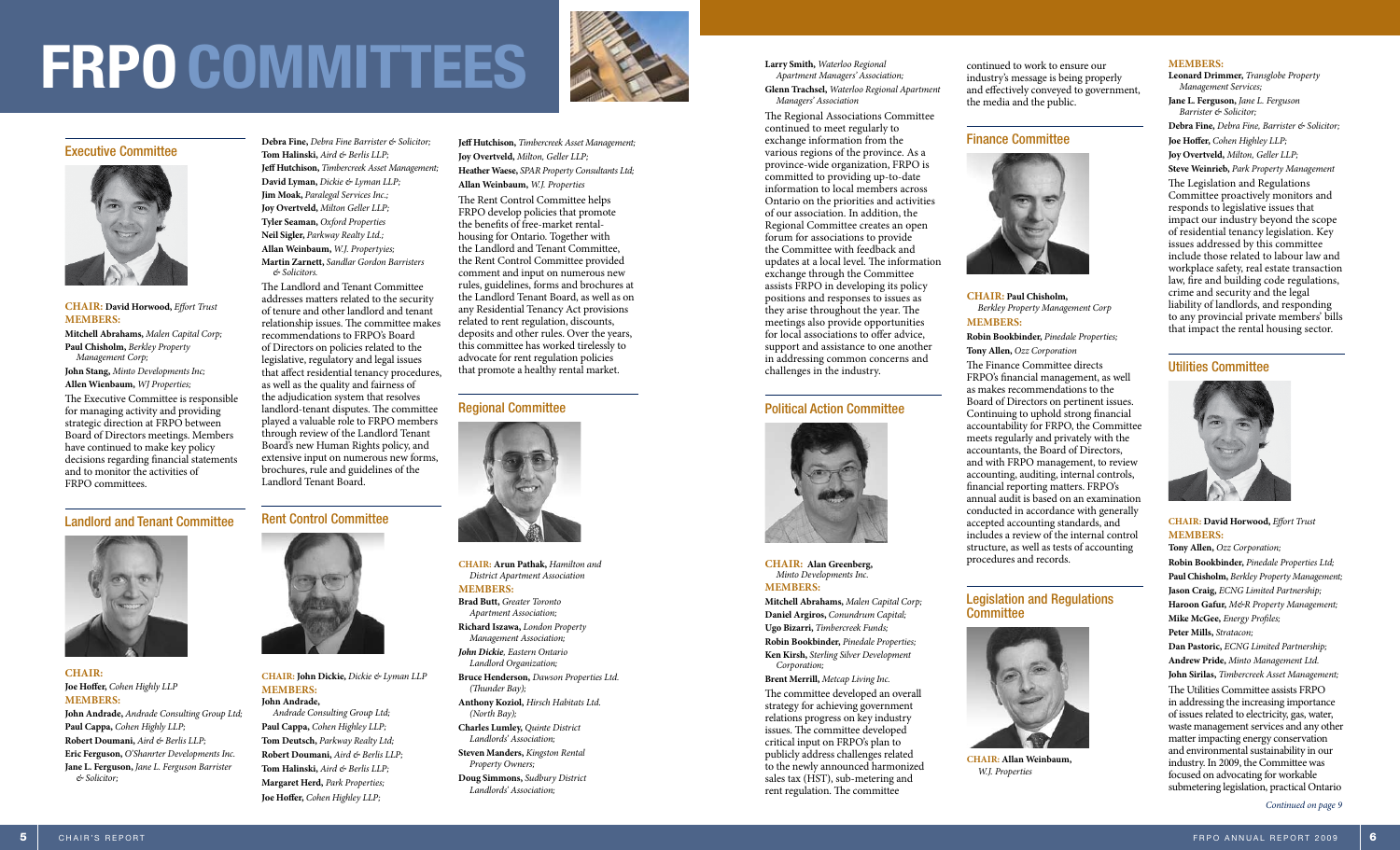# FRPO COMMITTEES

## Executive Committee

**CHAIR:** **David Horwood,** *Effort Trust*

**MEMBERS:**

**Mitchell Abrahams,** *Malen Capital Corp;*
**Paul Chisholm,** *Berkley Property Management Corp;*
**John Stang,** *Minto Developments Inc;*
**Allen Wienbaum,** *WJ Properties;*

The Executive Committee is responsible for managing activity and providing strategic direction at FRPO between Board of Directors meetings. Members have continued to make key policy decisions regarding financial statements and to monitor the activities of FRPO committees.

## Landlord and Tenant Committee

**CHAIR:**
**Joe Hoffer,** *Cohen Highly LLP*

**MEMBERS:**

**John Andrade,** *Andrade Consulting Group Ltd;*
**Paul Cappa,** *Cohen Highly LLP;*
**Robert Doumani,** *Aird & Berlis LLP;*
**Eric Ferguson,** *O'Shanrter Developments Inc.*
**Jane L. Ferguson,** *Jane L. Ferguson Barrister & Solicitor;*
**Debra Fine,** *Debra Fine Barrister & Solicitor;*
**Tom Halinski,** *Aird & Berlis LLP;*
**Jeff Hutchison,** *Timbercreek Asset Management;*
**David Lyman,** *Dickie & Lyman LLP;*
**Jim Moak,** *Paralegal Services Inc.;*
**Joy Overtveld,** *Milton Geller LLP;*
**Tyler Seaman,** *Oxford Properties*
**Neil Sigler,** *Parkway Realty Ltd.;*
**Allan Weinbaum,** *W.J. Propertyies;*
**Martin Zarnett,** *Sandlar Gordon Barristers & Solicitors.*

The Landlord and Tenant Committee addresses matters related to the security of tenure and other landlord and tenant relationship issues. The committee makes recommendations to FRPO's Board of Directors on policies related to the legislative, regulatory and legal issues that affect residential tenancy procedures, as well as the quality and fairness of the adjudication system that resolves landlord-tenant disputes. The committee played a valuable role to FRPO members through review of the Landlord Tenant Board's new Human Rights policy, and extensive input on numerous new forms, brochures, rule and guidelines of the Landlord Tenant Board.

## Rent Control Committee

**CHAIR:** **John Dickie,** *Dickie & Lyman LLP*

**MEMBERS:**

**John Andrade,** *Andrade Consulting Group Ltd;*
**Paul Cappa,** *Cohen Highley LLP;*
**Tom Deutsch,** *Parkway Realty Ltd;*
**Robert Doumani,** *Aird & Berlis LLP;*
**Tom Halinski,** *Aird & Berlis LLP;*
**Margaret Herd,** *Park Properties;*
**Joe Hoffer,** *Cohen Highley LLP;*
**Jeff Hutchison,** *Timbercreek Asset Management;*
**Joy Overtveld,** *Milton, Geller LLP;*
**Heather Waese,** *SPAR Property Consultants Ltd;*
**Allan Weinbaum,** *W.J. Properties*

The Rent Control Committee helps FRPO develop policies that promote the benefits of free-market rental-housing for Ontario. Together with the Landlord and Tenant Committee, the Rent Control Committee provided comment and input on numerous new rules, guidelines, forms and brochures at the Landlord Tenant Board, as well as on any Residential Tenancy Act provisions related to rent regulation, discounts, deposits and other rules. Over the years, this committee has worked tirelessly to advocate for rent regulation policies that promote a healthy rental market.

## Regional Committee

**CHAIR:** **Arun Pathak,** *Hamilton and District Apartment Association*

**MEMBERS:**

**Brad Butt,** *Greater Toronto Apartment Association;*
**Richard Iszawa,** *London Property Management Association;*
***John Dickie,*** *Eastern Ontario Landlord Organization;*
**Bruce Henderson,** *Dawson Properties Ltd. (Thunder Bay);*
**Anthony Koziol,** *Hirsch Habitats Ltd. (North Bay);*
**Charles Lumley,** *Quinte District Landlords' Association;*
**Steven Manders,** *Kingston Rental Property Owners;*
**Doug Simmons,** *Sudbury District Landlords' Association;*
**Larry Smith,** *Waterloo Regional Apartment Managers' Association;*
**Glenn Trachsel,** *Waterloo Regional Apartment Managers' Association*

The Regional Associations Committee continued to meet regularly to exchange information from the various regions of the province. As a province-wide organization, FRPO is committed to providing up-to-date information to local members across Ontario on the priorities and activities of our association. In addition, the Regional Committee creates an open forum for associations to provide the Committee with feedback and updates at a local level. The information exchange through the Committee assists FRPO in developing its policy positions and responses to issues as they arise throughout the year. The meetings also provide opportunities for local associations to offer advice, support and assistance to one another in addressing common concerns and challenges in the industry.

## Political Action Committee

**CHAIR:** **Alan Greenberg,** *Minto Developments Inc.*

**MEMBERS:**

**Mitchell Abrahams,** *Malen Capital Corp;*
**Daniel Argiros,** *Conundrum Capital;*
**Ugo Bizarri,** *Timbercreek Funds;*
**Robin Bookbinder,** *Pinedale Properties;*
**Ken Kirsh,** *Sterling Silver Development Corporation;*
**Brent Merrill,** *Metcap Living Inc.*

The committee developed an overall strategy for achieving government relations progress on key industry issues. The committee developed critical input on FRPO's plan to publicly address challenges related to the newly announced harmonized sales tax (HST), sub-metering and rent regulation. The committee continued to work to ensure our industry's message is being properly and effectively conveyed to government, the media and the public.

## Finance Committee

**CHAIR:** **Paul Chisholm,** *Berkley Property Management Corp*

**MEMBERS:**

**Robin Bookbinder,** *Pinedale Properties;*
**Tony Allen,** *Ozz Corporation*

The Finance Committee directs FRPO's financial management, as well as makes recommendations to the Board of Directors on pertinent issues. Continuing to uphold strong financial accountability for FRPO, the Committee meets regularly and privately with the accountants, the Board of Directors, and with FRPO management, to review accounting, auditing, internal controls, financial reporting matters. FRPO's annual audit is based on an examination conducted in accordance with generally accepted accounting standards, and includes a review of the internal control structure, as well as tests of accounting procedures and records.

## Legislation and Regulations Committee

**CHAIR:** **Allan Weinbaum,** *W.J. Properties*

**MEMBERS:**

**Leonard Drimmer,** *Transglobe Property Management Services;*
**Jane L. Ferguson,** *Jane L. Ferguson Barrister & Solicitor;*
**Debra Fine,** *Debra Fine, Barrister & Solicitor;*
**Joe Hoffer,** *Cohen Highley LLP;*
**Joy Overtveld,** *Milton, Geller LLP;*
**Steve Weinrieb,** *Park Property Management*

The Legislation and Regulations Committee proactively monitors and responds to legislative issues that impact our industry beyond the scope of residential tenancy legislation. Key issues addressed by this committee include those related to labour law and workplace safety, real estate transaction law, fire and building code regulations, crime and security and the legal liability of landlords, and responding to any provincial private members' bills that impact the rental housing sector.

## Utilities Committee

**CHAIR:** **David Horwood,** *Effort Trust*

**MEMBERS:**

**Tony Allen,** *Ozz Corporation;*
**Robin Bookbinder,** *Pinedale Properties Ltd;*
**Paul Chisholm,** *Berkley Property Management;*
**Jason Craig,** *ECNG Limited Partnership;*
**Haroon Gafur,** *M&R Property Management;*
**Mike McGee,** *Energy Profiles;*
**Peter Mills,** *Stratacon;*
**Dan Pastoric,** *ECNG Limited Partnership;*
**Andrew Pride,** *Minto Management Ltd.*
**John Sirilas,** *Timbercreek Asset Management;*

The Utilities Committee assists FRPO in addressing the increasing importance of issues related to electricity, gas, water, waste management services and any other matter impacting energy conservation and environmental sustainability in our industry. In 2009, the Committee was focused on advocating for workable submetering legislation, practical Ontario

*Continued on page 9*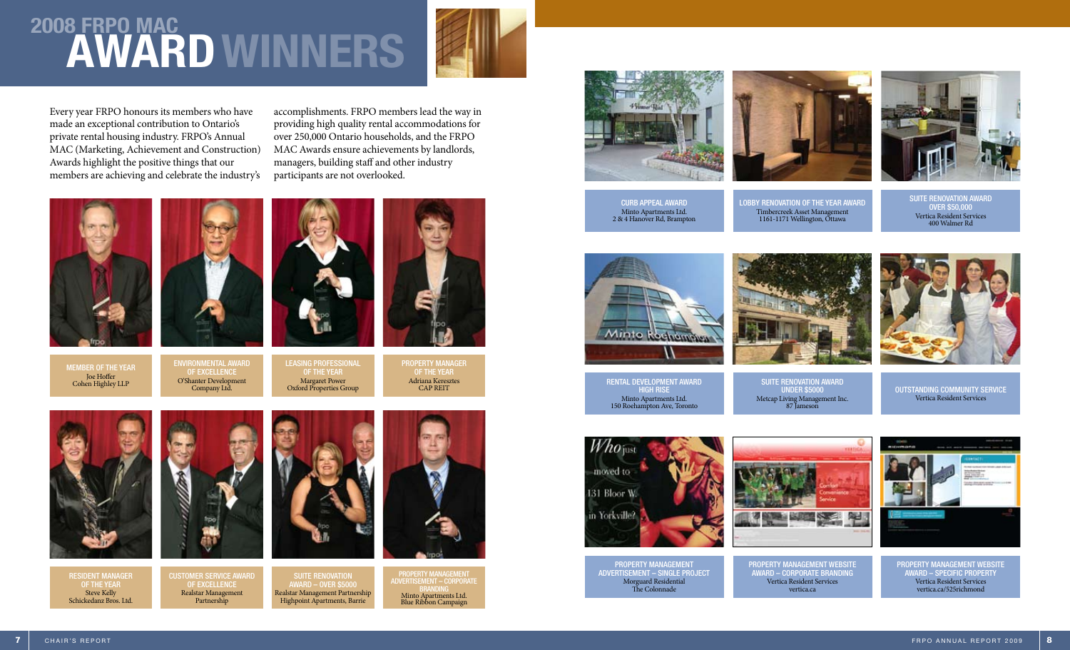# 2008 FRPO MAC AWARD WINNERS

Every year FRPO honours its members who have made an exceptional contribution to Ontario's private rental housing industry. FRPO's Annual MAC (Marketing, Achievement and Construction) Awards highlight the positive things that our members are achieving and celebrate the industry's accomplishments. FRPO members lead the way in providing high quality rental accommodations for over 250,000 Ontario households, and the FRPO MAC Awards ensure achievements by landlords, managers, building staff and other industry participants are not overlooked.

**MEMBER OF THE YEAR**
Joe Hoffer
Cohen Highley LLP

**ENVIRONMENTAL AWARD OF EXCELLENCE**
O'Shanter Development Company Ltd.

**LEASING PROFESSIONAL OF THE YEAR**
Margaret Power
Oxford Properties Group

**PROPERTY MANAGER OF THE YEAR**
Adriana Keresztes
CAP REIT

**RESIDENT MANAGER OF THE YEAR**
Steve Kelly
Schickedanz Bros. Ltd.

**CUSTOMER SERVICE AWARD OF EXCELLENCE**
Realstar Management Partnership

**SUITE RENOVATION AWARD – OVER $5000**
Realstar Management Partnership
Highpoint Apartments, Barrie

**PROPERTY MANAGEMENT ADVERTISEMENT – CORPORATE BRANDING**
Minto Apartments Ltd.
Blue Ribbon Campaign

**CURB APPEAL AWARD**
Minto Apartments Ltd.
2 & 4 Hanover Rd, Brampton

**LOBBY RENOVATION OF THE YEAR AWARD**
Timbercreek Asset Management
1161-1171 Wellington, Ottawa

**SUITE RENOVATION AWARD OVER $50,000**
Vertica Resident Services
400 Walmer Rd

**RENTAL DEVELOPMENT AWARD HIGH RISE**
Minto Apartments Ltd.
150 Roehampton Ave, Toronto

**SUITE RENOVATION AWARD UNDER $5000**
Metcap Living Management Inc.
87 Jameson

**OUTSTANDING COMMUNITY SERVICE**
Vertica Resident Services

**PROPERTY MANAGEMENT ADVERTISEMENT – SINGLE PROJECT**
Morguard Residential
The Colonnade

**PROPERTY MANAGEMENT WEBSITE AWARD – CORPORATE BRANDING**
Vertica Resident Services
vertica.ca

**PROPERTY MANAGEMENT WEBSITE AWARD – SPECIFIC PROPERTY**
Vertica Resident Services
vertica.ca/525richmond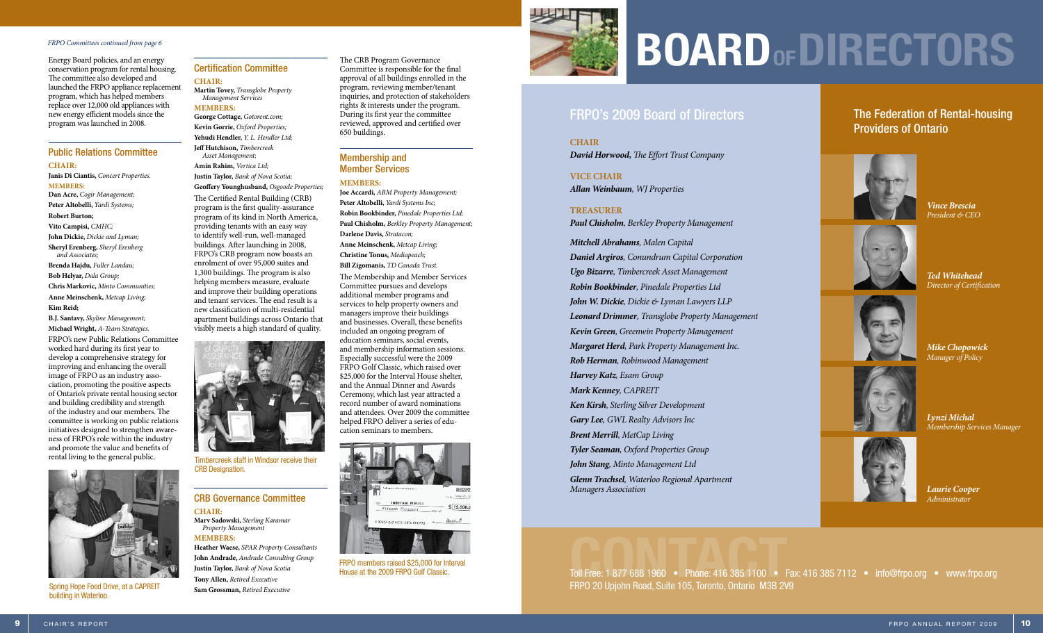*FRPO Committees continued from page 6*

Energy Board policies, and an energy conservation program for rental housing. The committee also developed and launched the FRPO appliance replacement program, which has helped members replace over 12,000 old appliances with new energy efficient models since the program was launched in 2008.

### Public Relations Committee

**CHAIR:**

**Janis Di Ciantis,** *Concert Properties.*

**MEMBERS:**

**Dan Acre,** *Cogir Management;*

**Peter Altobelli,** *Yardi Systems;*

**Robert Burton;**

**Vito Campisi,** *CMHC;*

**John Dickie,** *Dickie and Lyman;*

**Sheryl Erenberg,** *Sheryl Erenberg and Associates;*

**Brenda Hajdu,** *Fuller Landau;*

**Bob Helyar,** *Dala Group;*

**Chris Markovic,** *Minto Communities;*

**Anne Meinschenk,** *Metcap Living;*

**Kim Reid;**

**B.J. Santavy,** *Skyline Management;*

**Michael Wright,** *A-Team Strategies.*

FRPO's new Public Relations Committee worked hard during its first year to develop a comprehensive strategy for improving and enhancing the overall image of FRPO as an industry association, promoting the positive aspects of Ontario's private rental housing sector and building credibility and strength of the industry and our members. The committee is working on public relations initiatives designed to strengthen awareness of FRPO's role within the industry and promote the value and benefits of rental living to the general public.

Spring Hope Food Drive, at a CAPREIT building in Waterloo.

### Certification Committee

**CHAIR:**

**Martin Tovey,** *Transglobe Property Management Services*

**MEMBERS:**

**George Cottage,** *Gotorent.com;*

**Kevin Gorrie,** *Oxford Properties;*

**Yehudi Hendler,** *Y. L. Hendler Ltd;*

**Jeff Hutchison,** *Timbercreek Asset Management;*

**Amin Rahim,** *Vertica Ltd;*

**Justin Taylor,** *Bank of Nova Scotia;*

**Geoffery Younghusband,** *Osgoode Properties;*

The Certified Rental Building (CRB) program is the first quality-assurance program of its kind in North America, providing tenants with an easy way to identify well-run, well-managed buildings. After launching in 2008, FRPO's CRB program now boasts an enrolment of over 95,000 suites and 1,300 buildings. The program is also helping members measure, evaluate and improve their building operations and tenant services. The end result is a new classification of multi-residential apartment buildings across Ontario that visibly meets a high standard of quality.

Timbercreek staff in Windsor receive their CRB Designation.

### CRB Governance Committee

**CHAIR:**

**Marv Sadowski,** *Sterling Karamar Property Management*

**MEMBERS:**

**Heather Waese,** *SPAR Property Consultants*

**John Andrade,** *Andrade Consulting Group*

**Justin Taylor,** *Bank of Nova Scotia*

**Tony Allen,** *Retired Executive*

**Sam Grossman,** *Retired Executive*

The CRB Program Governance Committee is responsible for the final approval of all buildings enrolled in the program, reviewing member/tenant inquiries, and protection of stakeholders rights & interests under the program. During its first year the committee reviewed, approved and certified over 650 buildings.

### Membership and Member Services

**MEMBERS:**

**Joe Accardi,** *ABM Property Management;*

**Peter Altobelli,** *Yardi Systems Inc;*

**Robin Bookbinder,** *Pinedale Properties Ltd;*

**Paul Chisholm,** *Berkley Property Management;*

**Darlene Davis,** *Stratacon;*

**Anne Meinschenk,** *Metcap Living;*

**Christine Tonus,** *Mediapeach;*

**Bill Zigomanis,** *TD Canada Trust.*

The Membership and Member Services Committee pursues and develops additional member programs and services to help property owners and managers improve their buildings and businesses. Overall, these benefits included an ongoing program of education seminars, social events, and membership information sessions. Especially successful were the 2009 FRPO Golf Classic, which raised over $25,000 for the Interval House shelter, and the Annual Dinner and Awards Ceremony, which last year attracted a record number of award nominations and attendees. Over 2009 the committee helped FRPO deliver a series of education seminars to members.

FRPO members raised $25,000 for Interval House at the 2009 FRPO Golf Classic.

# BOARD OF DIRECTORS

## FRPO's 2009 Board of Directors

**CHAIR**

***David Horwood,*** *The Effort Trust Company*

**VICE CHAIR**

***Allan Weinbaum,*** *WJ Properties*

**TREASURER**

***Paul Chisholm,*** *Berkley Property Management*

***Mitchell Abrahams,*** *Malen Capital*

***Daniel Argiros,*** *Conundrum Capital Corporation*

***Ugo Bizarre,*** *Timbercreek Asset Management*

***Robin Bookbinder,*** *Pinedale Properties Ltd*

***John W. Dickie,*** *Dickie & Lyman Lawyers LLP*

***Leonard Drimmer,*** *Transglobe Property Management*

***Kevin Green,*** *Greenwin Property Management*

***Margaret Herd,*** *Park Property Management Inc.*

***Rob Herman,*** *Robinwood Management*

***Harvey Katz,*** *Esam Group*

***Mark Kenney,*** *CAPREIT*

***Ken Kirsh,*** *Sterling Silver Development*

***Gary Lee,*** *GWL Realty Advisors Inc*

***Brent Merrill,*** *MetCap Living*

***Tyler Seaman,*** *Oxford Properties Group*

***John Stang,*** *Minto Management Ltd*

***Glenn Trachsel,*** *Waterloo Regional Apartment Managers Association*

## The Federation of Rental-housing Providers of Ontario

***Vince Brescia***
*President & CEO*

***Ted Whitehead***
*Director of Certification*

***Mike Chopowick***
*Manager of Policy*

***Lynzi Michal***
*Membership Services Manager*

***Laurie Cooper***
*Administrator*

## CONTACT

Toll Free: 1 877 688 1960 • Phone: 416 385 1100 • Fax: 416 385 7112 • info@frpo.org • www.frpo.org

FRPO 20 Upjohn Road, Suite 105, Toronto, Ontario M3B 2V9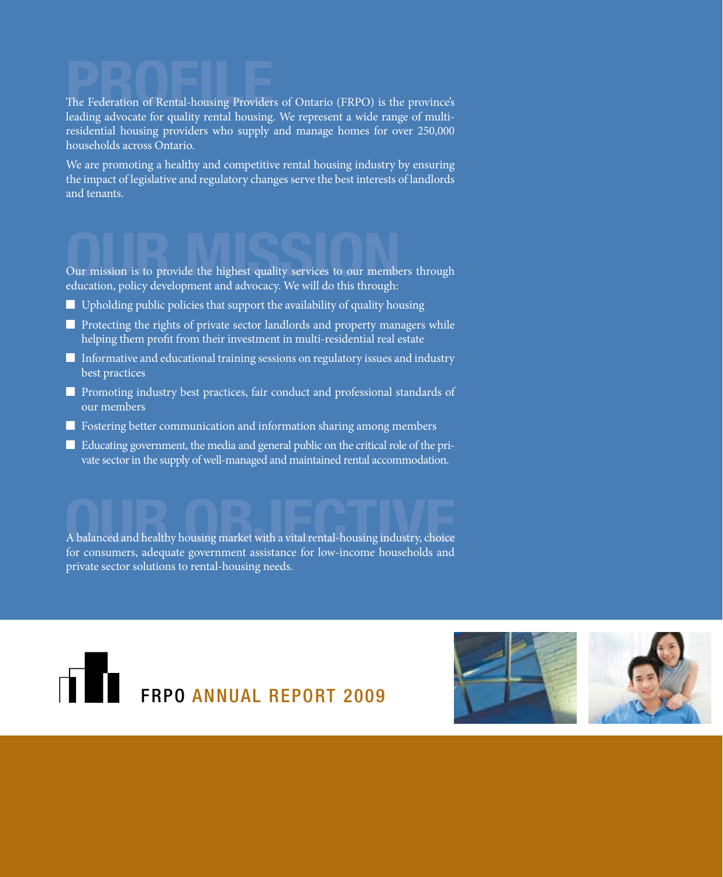# PROFILE

The Federation of Rental-housing Providers of Ontario (FRPO) is the province's leading advocate for quality rental housing. We represent a wide range of multi-residential housing providers who supply and manage homes for over 250,000 households across Ontario.

We are promoting a healthy and competitive rental housing industry by ensuring the impact of legislative and regulatory changes serve the best interests of landlords and tenants.

# OUR MISSION

Our mission is to provide the highest quality services to our members through education, policy development and advocacy. We will do this through:

- Upholding public policies that support the availability of quality housing
- Protecting the rights of private sector landlords and property managers while helping them profit from their investment in multi-residential real estate
- Informative and educational training sessions on regulatory issues and industry best practices
- Promoting industry best practices, fair conduct and professional standards of our members
- Fostering better communication and information sharing among members
- Educating government, the media and general public on the critical role of the private sector in the supply of well-managed and maintained rental accommodation.

# OUR OBJECTIVE

A balanced and healthy housing market with a vital rental-housing industry, choice for consumers, adequate government assistance for low-income households and private sector solutions to rental-housing needs.

FRPO ANNUAL REPORT 2009